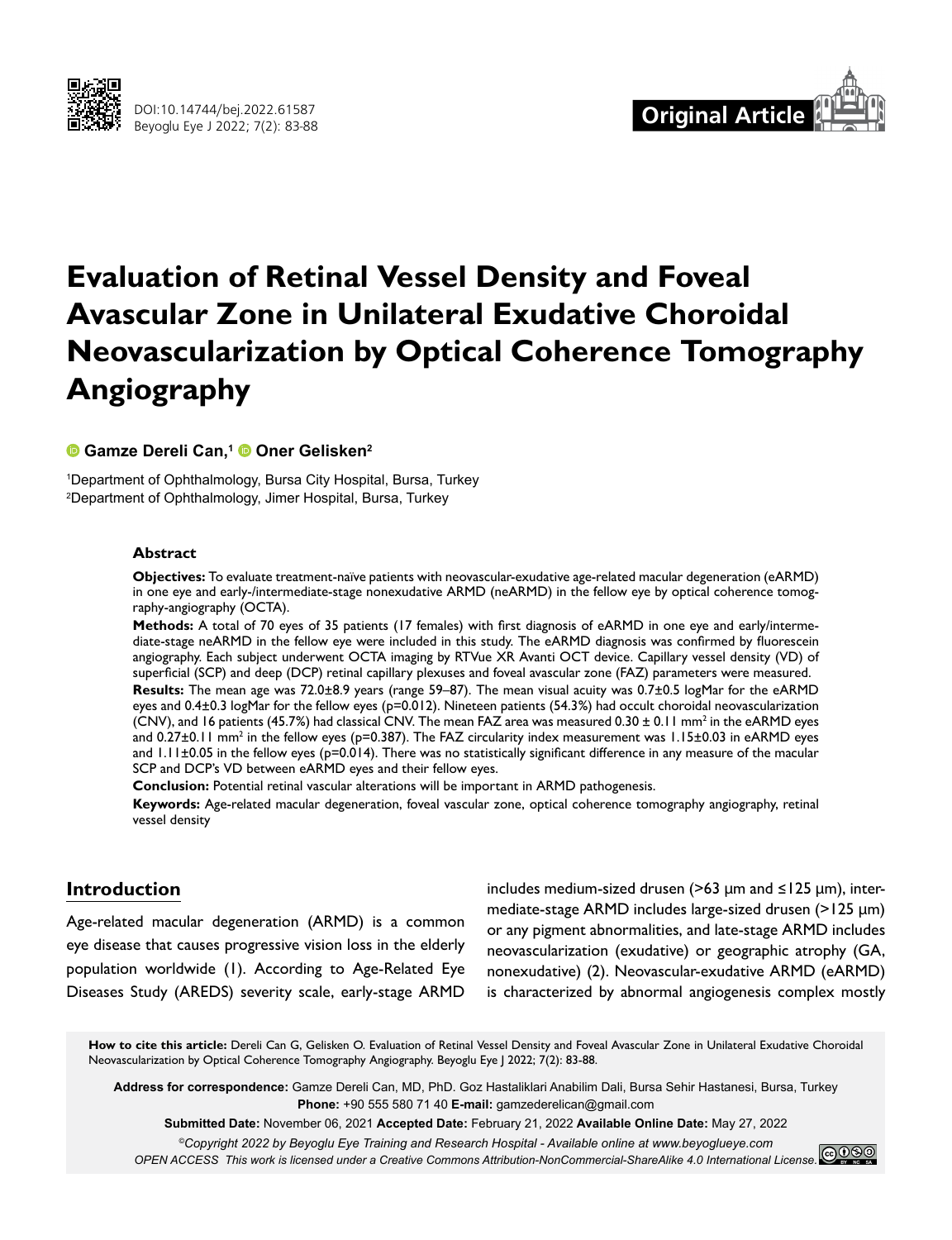# Evaluation of Retinal Vessel Density and Foveal Avascular Zone in Unilateral Exudative Choroidal Neovascularization by Optical Coherence Tomography Angiography

**Gamze Dereli Can,**[1] **Oner Gelisken**[2]

[1]Department of Ophthalmology, Bursa City Hospital, Bursa, Turkey
[2]Department of Ophthalmology, Jimer Hospital, Bursa, Turkey

### Abstract

**Objectives:** To evaluate treatment-naïve patients with neovascular-exudative age-related macular degeneration (eARMD) in one eye and early-/intermediate-stage nonexudative ARMD (neARMD) in the fellow eye by optical coherence tomography-angiography (OCTA).

**Methods:** A total of 70 eyes of 35 patients (17 females) with first diagnosis of eARMD in one eye and early/intermediate-stage neARMD in the fellow eye were included in this study. The eARMD diagnosis was confirmed by fluorescein angiography. Each subject underwent OCTA imaging by RTVue XR Avanti OCT device. Capillary vessel density (VD) of superficial (SCP) and deep (DCP) retinal capillary plexuses and foveal avascular zone (FAZ) parameters were measured.

**Results:** The mean age was 72.0±8.9 years (range 59–87). The mean visual acuity was 0.7±0.5 logMar for the eARMD eyes and 0.4±0.3 logMar for the fellow eyes (p=0.012). Nineteen patients (54.3%) had occult choroidal neovascularization (CNV), and 16 patients (45.7%) had classical CNV. The mean FAZ area was measured 0.30 ± 0.11 $mm^2$ in the eARMD eyes and 0.27±0.11 $mm^2$ in the fellow eyes (p=0.387). The FAZ circularity index measurement was 1.15±0.03 in eARMD eyes and 1.11±0.05 in the fellow eyes (p=0.014). There was no statistically significant difference in any measure of the macular SCP and DCP's VD between eARMD eyes and their fellow eyes.

**Conclusion:** Potential retinal vascular alterations will be important in ARMD pathogenesis.

**Keywords:** Age-related macular degeneration, foveal vascular zone, optical coherence tomography angiography, retinal vessel density

## Introduction

Age-related macular degeneration (ARMD) is a common eye disease that causes progressive vision loss in the elderly population worldwide (1). According to Age-Related Eye Diseases Study (AREDS) severity scale, early-stage ARMD includes medium-sized drusen (>63 µm and ≤125 µm), intermediate-stage ARMD includes large-sized drusen (>125 µm) or any pigment abnormalities, and late-stage ARMD includes neovascularization (exudative) or geographic atrophy (GA, nonexudative) (2). Neovascular-exudative ARMD (eARMD) is characterized by abnormal angiogenesis complex mostly

**How to cite this article:** Dereli Can G, Gelisken O. Evaluation of Retinal Vessel Density and Foveal Avascular Zone in Unilateral Exudative Choroidal Neovascularization by Optical Coherence Tomography Angiography. Beyoglu Eye J 2022; 7(2): 83-88.

**Address for correspondence:** Gamze Dereli Can, MD, PhD. Goz Hastaliklari Anabilim Dali, Bursa Sehir Hastanesi, Bursa, Turkey
**Phone:** +90 555 580 71 40 **E-mail:** gamzederelican@gmail.com

**Submitted Date:** November 06, 2021 **Accepted Date:** February 21, 2022 **Available Online Date:** May 27, 2022

*©Copyright 2022 by Beyoglu Eye Training and Research Hospital - Available online at www.beyoglueye.com*
*OPEN ACCESS This work is licensed under a Creative Commons Attribution-NonCommercial-ShareAlike 4.0 International License.*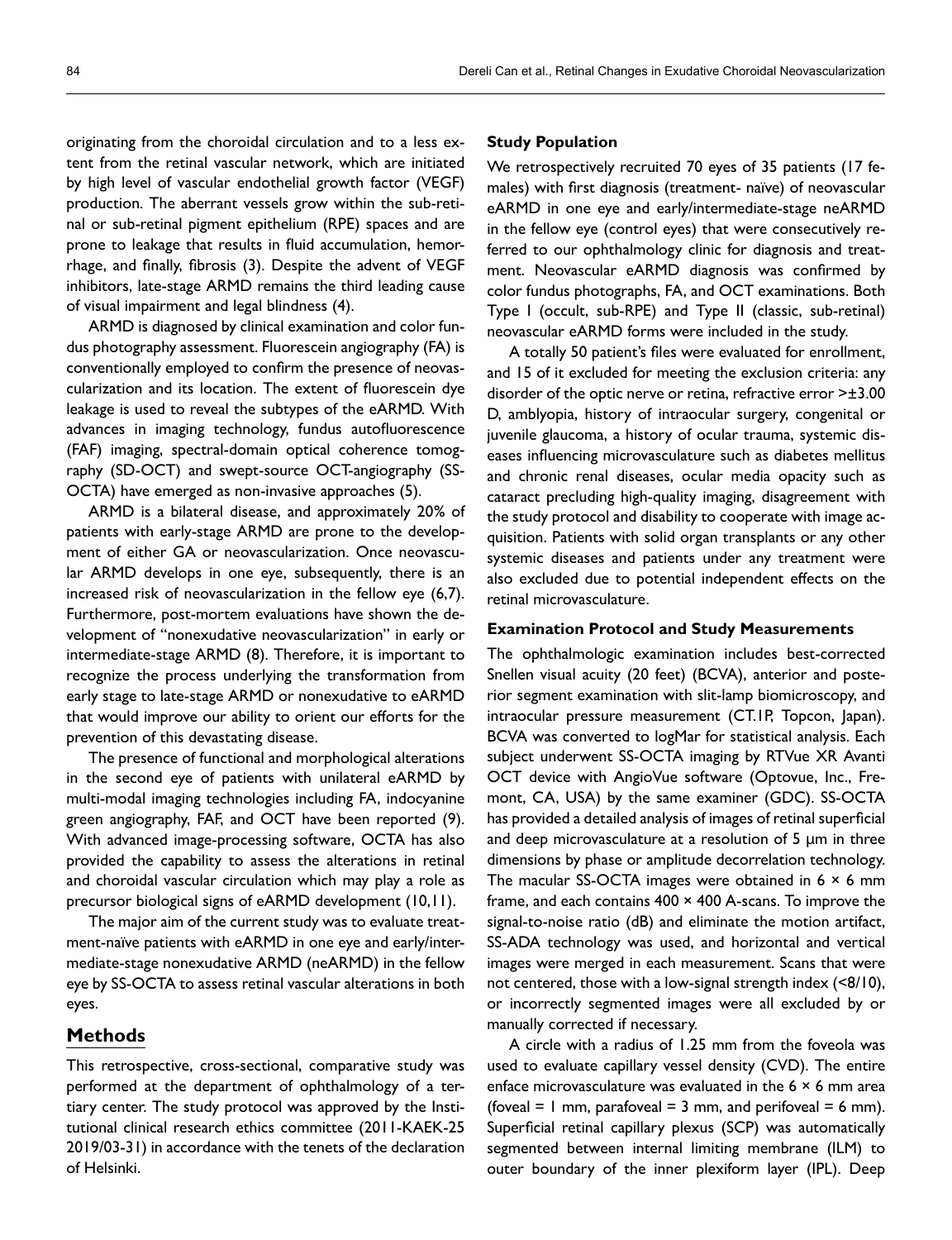originating from the choroidal circulation and to a less extent from the retinal vascular network, which are initiated by high level of vascular endothelial growth factor (VEGF) production. The aberrant vessels grow within the sub-retinal or sub-retinal pigment epithelium (RPE) spaces and are prone to leakage that results in fluid accumulation, hemorrhage, and finally, fibrosis (3). Despite the advent of VEGF inhibitors, late-stage ARMD remains the third leading cause of visual impairment and legal blindness (4).

ARMD is diagnosed by clinical examination and color fundus photography assessment. Fluorescein angiography (FA) is conventionally employed to confirm the presence of neovascularization and its location. The extent of fluorescein dye leakage is used to reveal the subtypes of the eARMD. With advances in imaging technology, fundus autofluorescence (FAF) imaging, spectral-domain optical coherence tomography (SD-OCT) and swept-source OCT-angiography (SS-OCTA) have emerged as non-invasive approaches (5).

ARMD is a bilateral disease, and approximately 20% of patients with early-stage ARMD are prone to the development of either GA or neovascularization. Once neovascular ARMD develops in one eye, subsequently, there is an increased risk of neovascularization in the fellow eye (6,7). Furthermore, post-mortem evaluations have shown the development of "nonexudative neovascularization" in early or intermediate-stage ARMD (8). Therefore, it is important to recognize the process underlying the transformation from early stage to late-stage ARMD or nonexudative to eARMD that would improve our ability to orient our efforts for the prevention of this devastating disease.

The presence of functional and morphological alterations in the second eye of patients with unilateral eARMD by multi-modal imaging technologies including FA, indocyanine green angiography, FAF, and OCT have been reported (9). With advanced image-processing software, OCTA has also provided the capability to assess the alterations in retinal and choroidal vascular circulation which may play a role as precursor biological signs of eARMD development (10,11).

The major aim of the current study was to evaluate treatment-naïve patients with eARMD in one eye and early/intermediate-stage nonexudative ARMD (neARMD) in the fellow eye by SS-OCTA to assess retinal vascular alterations in both eyes.

## Methods

This retrospective, cross-sectional, comparative study was performed at the department of ophthalmology of a tertiary center. The study protocol was approved by the Institutional clinical research ethics committee (2011-KAEK-25 2019/03-31) in accordance with the tenets of the declaration of Helsinki.

### Study Population

We retrospectively recruited 70 eyes of 35 patients (17 females) with first diagnosis (treatment- naïve) of neovascular eARMD in one eye and early/intermediate-stage neARMD in the fellow eye (control eyes) that were consecutively referred to our ophthalmology clinic for diagnosis and treatment. Neovascular eARMD diagnosis was confirmed by color fundus photographs, FA, and OCT examinations. Both Type I (occult, sub-RPE) and Type II (classic, sub-retinal) neovascular eARMD forms were included in the study.

A totally 50 patient's files were evaluated for enrollment, and 15 of it excluded for meeting the exclusion criteria: any disorder of the optic nerve or retina, refractive error >±3.00 D, amblyopia, history of intraocular surgery, congenital or juvenile glaucoma, a history of ocular trauma, systemic diseases influencing microvasculature such as diabetes mellitus and chronic renal diseases, ocular media opacity such as cataract precluding high-quality imaging, disagreement with the study protocol and disability to cooperate with image acquisition. Patients with solid organ transplants or any other systemic diseases and patients under any treatment were also excluded due to potential independent effects on the retinal microvasculature.

### Examination Protocol and Study Measurements

The ophthalmologic examination includes best-corrected Snellen visual acuity (20 feet) (BCVA), anterior and posterior segment examination with slit-lamp biomicroscopy, and intraocular pressure measurement (CT.1P, Topcon, Japan). BCVA was converted to logMar for statistical analysis. Each subject underwent SS-OCTA imaging by RTVue XR Avanti OCT device with AngioVue software (Optovue, Inc., Fremont, CA, USA) by the same examiner (GDC). SS-OCTA has provided a detailed analysis of images of retinal superficial and deep microvasculature at a resolution of 5 µm in three dimensions by phase or amplitude decorrelation technology. The macular SS-OCTA images were obtained in 6 × 6 mm frame, and each contains 400 × 400 A-scans. To improve the signal-to-noise ratio (dB) and eliminate the motion artifact, SS-ADA technology was used, and horizontal and vertical images were merged in each measurement. Scans that were not centered, those with a low-signal strength index (<8/10), or incorrectly segmented images were all excluded by or manually corrected if necessary.

A circle with a radius of 1.25 mm from the foveola was used to evaluate capillary vessel density (CVD). The entire enface microvasculature was evaluated in the 6 × 6 mm area (foveal = 1 mm, parafoveal = 3 mm, and perifoveal = 6 mm). Superficial retinal capillary plexus (SCP) was automatically segmented between internal limiting membrane (ILM) to outer boundary of the inner plexiform layer (IPL). Deep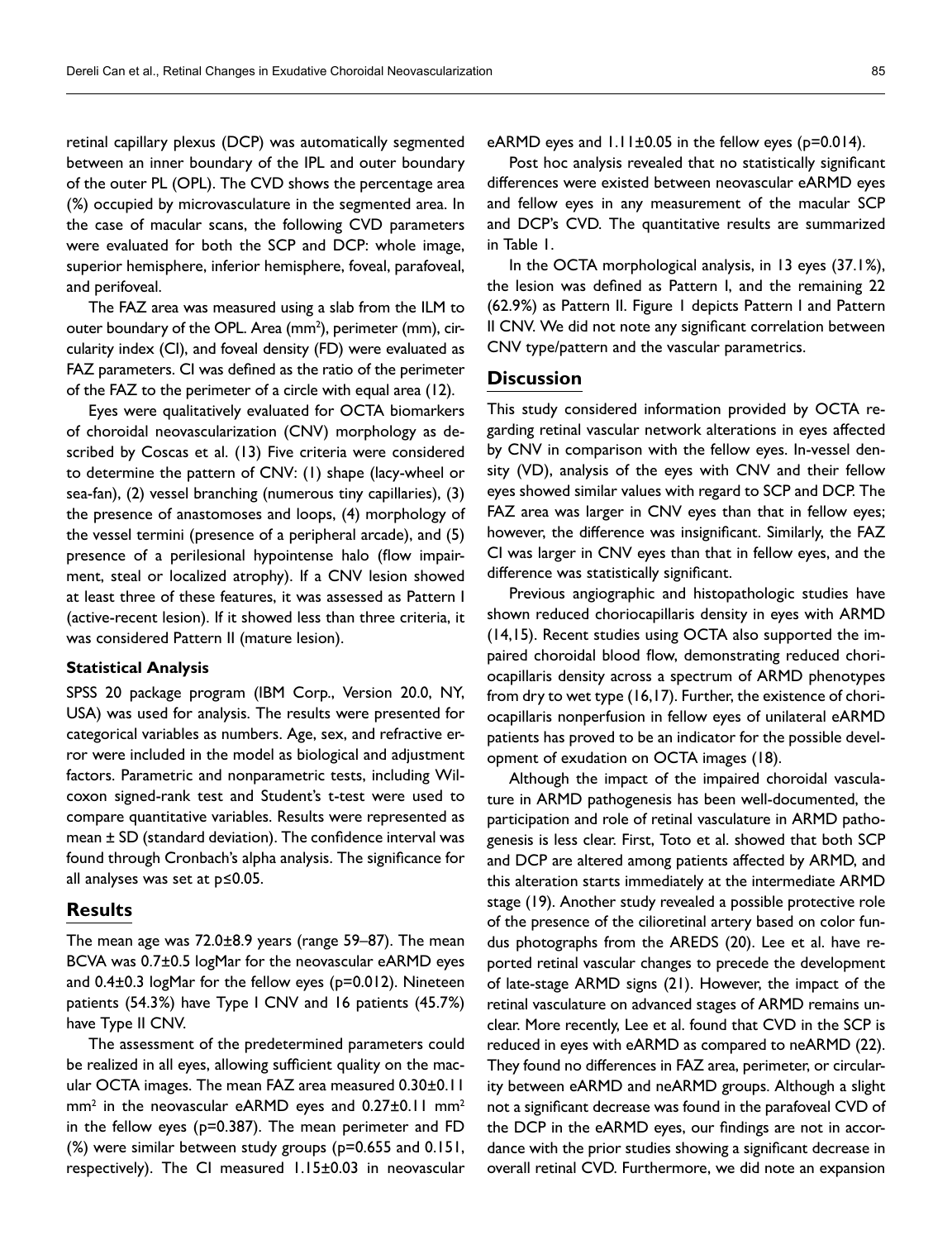retinal capillary plexus (DCP) was automatically segmented between an inner boundary of the IPL and outer boundary of the outer PL (OPL). The CVD shows the percentage area (%) occupied by microvasculature in the segmented area. In the case of macular scans, the following CVD parameters were evaluated for both the SCP and DCP: whole image, superior hemisphere, inferior hemisphere, foveal, parafoveal, and perifoveal.

The FAZ area was measured using a slab from the ILM to outer boundary of the OPL. Area ($mm^2$), perimeter (mm), circularity index (CI), and foveal density (FD) were evaluated as FAZ parameters. CI was defined as the ratio of the perimeter of the FAZ to the perimeter of a circle with equal area (12).

Eyes were qualitatively evaluated for OCTA biomarkers of choroidal neovascularization (CNV) morphology as described by Coscas et al. (13) Five criteria were considered to determine the pattern of CNV: (1) shape (lacy-wheel or sea-fan), (2) vessel branching (numerous tiny capillaries), (3) the presence of anastomoses and loops, (4) morphology of the vessel termini (presence of a peripheral arcade), and (5) presence of a perilesional hypointense halo (flow impairment, steal or localized atrophy). If a CNV lesion showed at least three of these features, it was assessed as Pattern I (active-recent lesion). If it showed less than three criteria, it was considered Pattern II (mature lesion).

### Statistical Analysis

SPSS 20 package program (IBM Corp., Version 20.0, NY, USA) was used for analysis. The results were presented for categorical variables as numbers. Age, sex, and refractive error were included in the model as biological and adjustment factors. Parametric and nonparametric tests, including Wilcoxon signed-rank test and Student's t-test were used to compare quantitative variables. Results were represented as mean ± SD (standard deviation). The confidence interval was found through Cronbach's alpha analysis. The significance for all analyses was set at $p \leq 0.05$.

## Results

The mean age was 72.0±8.9 years (range 59–87). The mean BCVA was 0.7±0.5 logMar for the neovascular eARMD eyes and 0.4±0.3 logMar for the fellow eyes (p=0.012). Nineteen patients (54.3%) have Type I CNV and 16 patients (45.7%) have Type II CNV.

The assessment of the predetermined parameters could be realized in all eyes, allowing sufficient quality on the macular OCTA images. The mean FAZ area measured 0.30±0.11 $mm^2$ in the neovascular eARMD eyes and 0.27±0.11 $mm^2$ in the fellow eyes (p=0.387). The mean perimeter and FD (%) were similar between study groups (p=0.655 and 0.151, respectively). The CI measured 1.15±0.03 in neovascular eARMD eyes and 1.11±0.05 in the fellow eyes (p=0.014).

Post hoc analysis revealed that no statistically significant differences were existed between neovascular eARMD eyes and fellow eyes in any measurement of the macular SCP and DCP's CVD. The quantitative results are summarized in Table 1.

In the OCTA morphological analysis, in 13 eyes (37.1%), the lesion was defined as Pattern I, and the remaining 22 (62.9%) as Pattern II. Figure 1 depicts Pattern I and Pattern II CNV. We did not note any significant correlation between CNV type/pattern and the vascular parametrics.

## Discussion

This study considered information provided by OCTA regarding retinal vascular network alterations in eyes affected by CNV in comparison with the fellow eyes. In-vessel density (VD), analysis of the eyes with CNV and their fellow eyes showed similar values with regard to SCP and DCP. The FAZ area was larger in CNV eyes than that in fellow eyes; however, the difference was insignificant. Similarly, the FAZ CI was larger in CNV eyes than that in fellow eyes, and the difference was statistically significant.

Previous angiographic and histopathologic studies have shown reduced choriocapillaris density in eyes with ARMD (14,15). Recent studies using OCTA also supported the impaired choroidal blood flow, demonstrating reduced choriocapillaris density across a spectrum of ARMD phenotypes from dry to wet type (16,17). Further, the existence of choriocapillaris nonperfusion in fellow eyes of unilateral eARMD patients has proved to be an indicator for the possible development of exudation on OCTA images (18).

Although the impact of the impaired choroidal vasculature in ARMD pathogenesis has been well-documented, the participation and role of retinal vasculature in ARMD pathogenesis is less clear. First, Toto et al. showed that both SCP and DCP are altered among patients affected by ARMD, and this alteration starts immediately at the intermediate ARMD stage (19). Another study revealed a possible protective role of the presence of the cilioretinal artery based on color fundus photographs from the AREDS (20). Lee et al. have reported retinal vascular changes to precede the development of late-stage ARMD signs (21). However, the impact of the retinal vasculature on advanced stages of ARMD remains unclear. More recently, Lee et al. found that CVD in the SCP is reduced in eyes with eARMD as compared to neARMD (22). They found no differences in FAZ area, perimeter, or circularity between eARMD and neARMD groups. Although a slight not a significant decrease was found in the parafoveal CVD of the DCP in the eARMD eyes, our findings are not in accordance with the prior studies showing a significant decrease in overall retinal CVD. Furthermore, we did note an expansion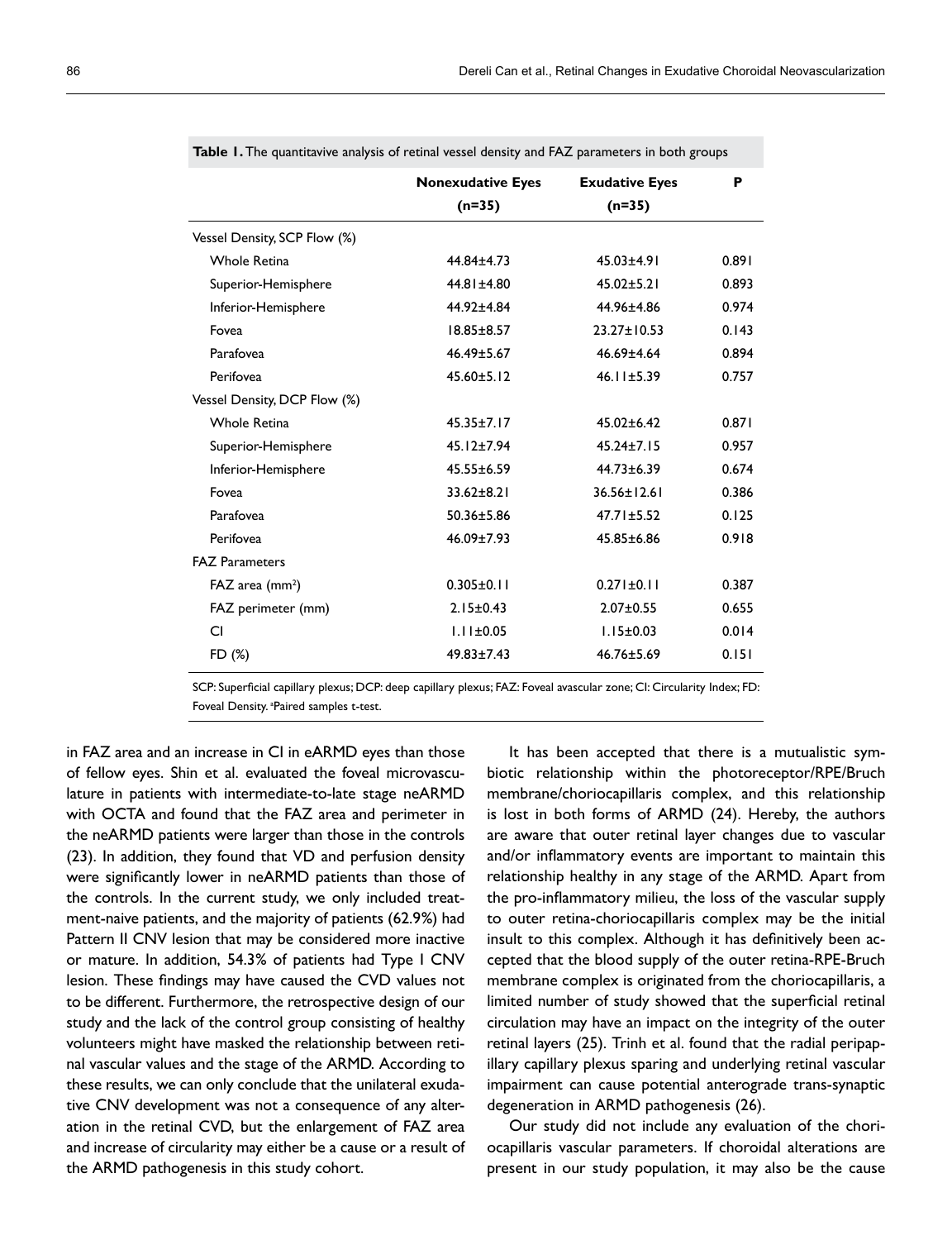**Table 1.** The quantitavive analysis of retinal vessel density and FAZ parameters in both groups

| | Nonexudative Eyes (n=35) | Exudative Eyes (n=35) | P |
|---|---|---|---|
| Vessel Density, SCP Flow (%) | | | |
| Whole Retina | 44.84±4.73 | 45.03±4.91 | 0.891 |
| Superior-Hemisphere | 44.81±4.80 | 45.02±5.21 | 0.893 |
| Inferior-Hemisphere | 44.92±4.84 | 44.96±4.86 | 0.974 |
| Fovea | 18.85±8.57 | 23.27±10.53 | 0.143 |
| Parafovea | 46.49±5.67 | 46.69±4.64 | 0.894 |
| Perifovea | 45.60±5.12 | 46.11±5.39 | 0.757 |
| Vessel Density, DCP Flow (%) | | | |
| Whole Retina | 45.35±7.17 | 45.02±6.42 | 0.871 |
| Superior-Hemisphere | 45.12±7.94 | 45.24±7.15 | 0.957 |
| Inferior-Hemisphere | 45.55±6.59 | 44.73±6.39 | 0.674 |
| Fovea | 33.62±8.21 | 36.56±12.61 | 0.386 |
| Parafovea | 50.36±5.86 | 47.71±5.52 | 0.125 |
| Perifovea | 46.09±7.93 | 45.85±6.86 | 0.918 |
| FAZ Parameters | | | |
| FAZ area ($mm^2$) | 0.305±0.11 | 0.271±0.11 | 0.387 |
| FAZ perimeter (mm) | 2.15±0.43 | 2.07±0.55 | 0.655 |
| CI | 1.11±0.05 | 1.15±0.03 | 0.014 |
| FD (%) | 49.83±7.43 | 46.76±5.69 | 0.151 |

SCP: Superficial capillary plexus; DCP: deep capillary plexus; FAZ: Foveal avascular zone; CI: Circularity Index; FD: Foveal Density. [a]Paired samples t-test.

in FAZ area and an increase in CI in eARMD eyes than those of fellow eyes. Shin et al. evaluated the foveal microvasculature in patients with intermediate-to-late stage neARMD with OCTA and found that the FAZ area and perimeter in the neARMD patients were larger than those in the controls (23). In addition, they found that VD and perfusion density were significantly lower in neARMD patients than those of the controls. In the current study, we only included treatment-naive patients, and the majority of patients (62.9%) had Pattern II CNV lesion that may be considered more inactive or mature. In addition, 54.3% of patients had Type I CNV lesion. These findings may have caused the CVD values not to be different. Furthermore, the retrospective design of our study and the lack of the control group consisting of healthy volunteers might have masked the relationship between retinal vascular values and the stage of the ARMD. According to these results, we can only conclude that the unilateral exudative CNV development was not a consequence of any alteration in the retinal CVD, but the enlargement of FAZ area and increase of circularity may either be a cause or a result of the ARMD pathogenesis in this study cohort.

It has been accepted that there is a mutualistic symbiotic relationship within the photoreceptor/RPE/Bruch membrane/choriocapillaris complex, and this relationship is lost in both forms of ARMD (24). Hereby, the authors are aware that outer retinal layer changes due to vascular and/or inflammatory events are important to maintain this relationship healthy in any stage of the ARMD. Apart from the pro-inflammatory milieu, the loss of the vascular supply to outer retina-choriocapillaris complex may be the initial insult to this complex. Although it has definitively been accepted that the blood supply of the outer retina-RPE-Bruch membrane complex is originated from the choriocapillaris, a limited number of study showed that the superficial retinal circulation may have an impact on the integrity of the outer retinal layers (25). Trinh et al. found that the radial peripapillary capillary plexus sparing and underlying retinal vascular impairment can cause potential anterograde trans-synaptic degeneration in ARMD pathogenesis (26).

Our study did not include any evaluation of the choriocapillaris vascular parameters. If choroidal alterations are present in our study population, it may also be the cause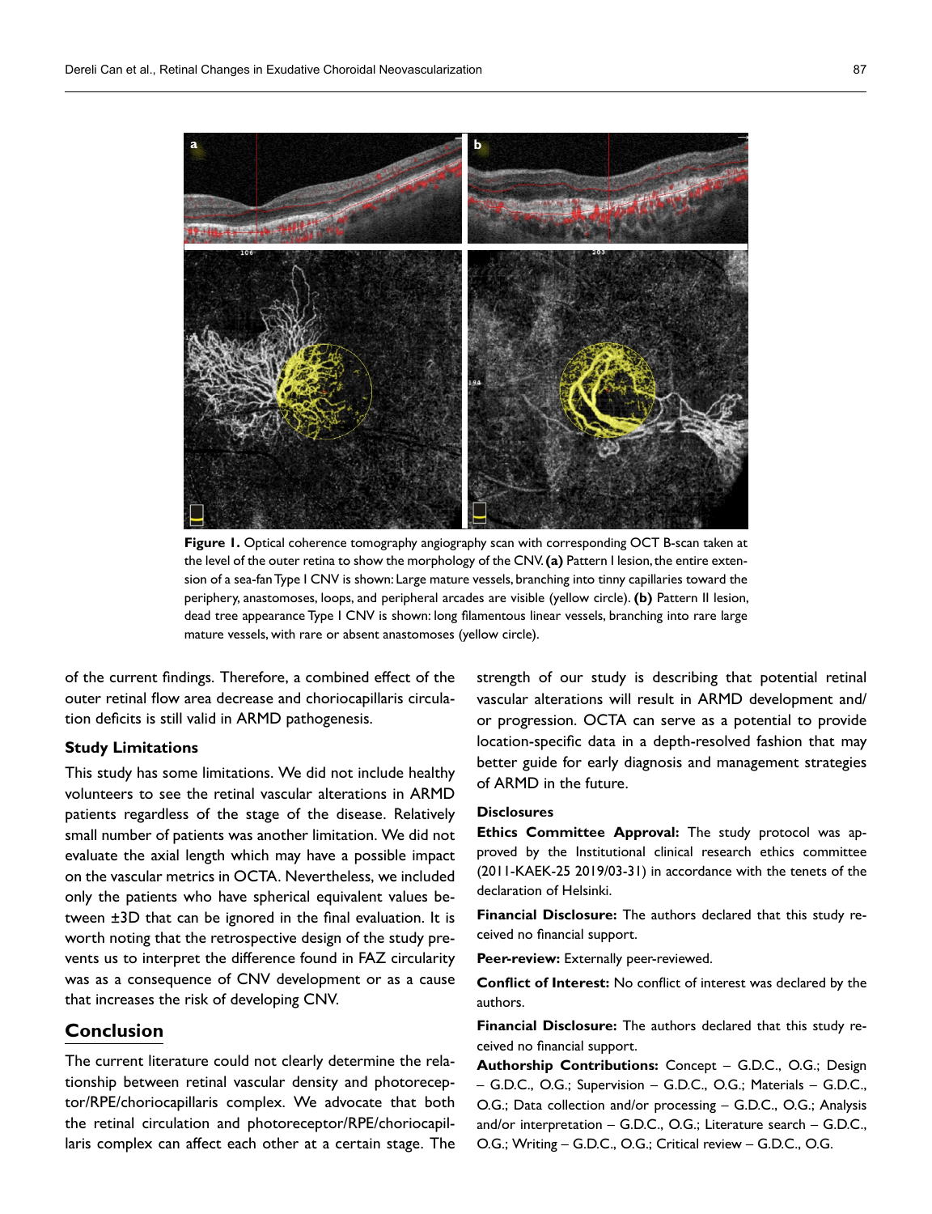**Figure 1.** Optical coherence tomography angiography scan with corresponding OCT B-scan taken at the level of the outer retina to show the morphology of the CNV. **(a)** Pattern I lesion, the entire extension of a sea-fan Type I CNV is shown: Large mature vessels, branching into tinny capillaries toward the periphery, anastomoses, loops, and peripheral arcades are visible (yellow circle). **(b)** Pattern II lesion, dead tree appearance Type I CNV is shown: long filamentous linear vessels, branching into rare large mature vessels, with rare or absent anastomoses (yellow circle).

of the current findings. Therefore, a combined effect of the outer retinal flow area decrease and choriocapillaris circulation deficits is still valid in ARMD pathogenesis.

### Study Limitations

This study has some limitations. We did not include healthy volunteers to see the retinal vascular alterations in ARMD patients regardless of the stage of the disease. Relatively small number of patients was another limitation. We did not evaluate the axial length which may have a possible impact on the vascular metrics in OCTA. Nevertheless, we included only the patients who have spherical equivalent values between ±3D that can be ignored in the final evaluation. It is worth noting that the retrospective design of the study prevents us to interpret the difference found in FAZ circularity was as a consequence of CNV development or as a cause that increases the risk of developing CNV.

## Conclusion

The current literature could not clearly determine the relationship between retinal vascular density and photoreceptor/RPE/choriocapillaris complex. We advocate that both the retinal circulation and photoreceptor/RPE/choriocapillaris complex can affect each other at a certain stage. The strength of our study is describing that potential retinal vascular alterations will result in ARMD development and/or progression. OCTA can serve as a potential to provide location-specific data in a depth-resolved fashion that may better guide for early diagnosis and management strategies of ARMD in the future.

### Disclosures

**Ethics Committee Approval:** The study protocol was approved by the Institutional clinical research ethics committee (2011-KAEK-25 2019/03-31) in accordance with the tenets of the declaration of Helsinki.

**Financial Disclosure:** The authors declared that this study received no financial support.

**Peer-review:** Externally peer-reviewed.

**Conflict of Interest:** No conflict of interest was declared by the authors.

**Financial Disclosure:** The authors declared that this study received no financial support.

**Authorship Contributions:** Concept – G.D.C., O.G.; Design – G.D.C., O.G.; Supervision – G.D.C., O.G.; Materials – G.D.C., O.G.; Data collection and/or processing – G.D.C., O.G.; Analysis and/or interpretation – G.D.C., O.G.; Literature search – G.D.C., O.G.; Writing – G.D.C., O.G.; Critical review – G.D.C., O.G.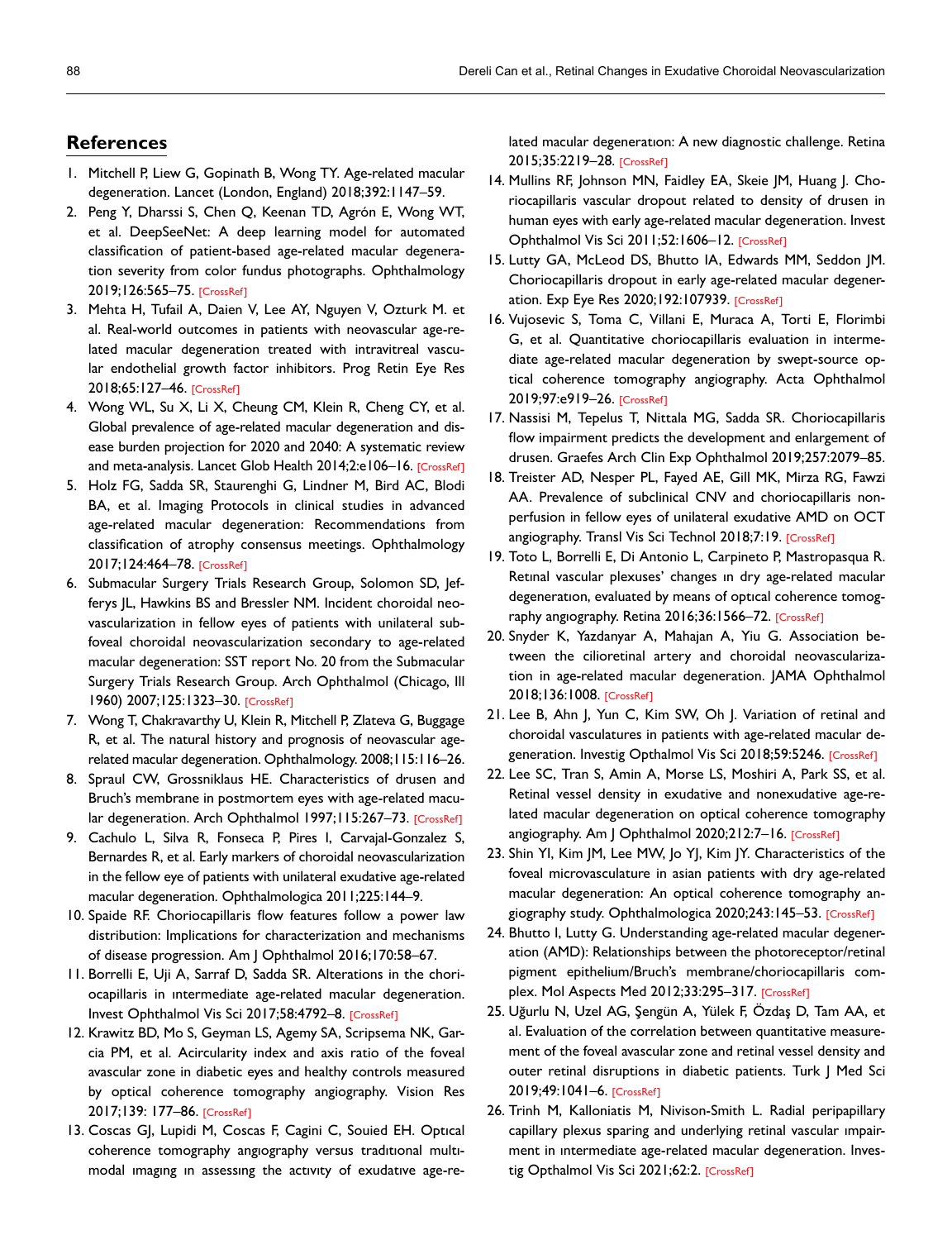## References

1. Mitchell P, Liew G, Gopinath B, Wong TY. Age-related macular degeneration. Lancet (London, England) 2018;392:1147–59.
2. Peng Y, Dharssi S, Chen Q, Keenan TD, Agrón E, Wong WT, et al. DeepSeeNet: A deep learning model for automated classification of patient-based age-related macular degeneration severity from color fundus photographs. Ophthalmology 2019;126:565–75. [CrossRef]
3. Mehta H, Tufail A, Daien V, Lee AY, Nguyen V, Ozturk M. et al. Real-world outcomes in patients with neovascular age-related macular degeneration treated with intravitreal vascular endothelial growth factor inhibitors. Prog Retin Eye Res 2018;65:127–46. [CrossRef]
4. Wong WL, Su X, Li X, Cheung CM, Klein R, Cheng CY, et al. Global prevalence of age-related macular degeneration and disease burden projection for 2020 and 2040: A systematic review and meta-analysis. Lancet Glob Health 2014;2:e106–16. [CrossRef]
5. Holz FG, Sadda SR, Staurenghi G, Lindner M, Bird AC, Blodi BA, et al. Imaging Protocols in clinical studies in advanced age-related macular degeneration: Recommendations from classification of atrophy consensus meetings. Ophthalmology 2017;124:464–78. [CrossRef]
6. Submacular Surgery Trials Research Group, Solomon SD, Jefferys JL, Hawkins BS and Bressler NM. Incident choroidal neovascularization in fellow eyes of patients with unilateral subfoveal choroidal neovascularization secondary to age-related macular degeneration: SST report No. 20 from the Submacular Surgery Trials Research Group. Arch Ophthalmol (Chicago, Ill 1960) 2007;125:1323–30. [CrossRef]
7. Wong T, Chakravarthy U, Klein R, Mitchell P, Zlateva G, Buggage R, et al. The natural history and prognosis of neovascular age-related macular degeneration. Ophthalmology. 2008;115:116–26.
8. Spraul CW, Grossniklaus HE. Characteristics of drusen and Bruch's membrane in postmortem eyes with age-related macular degeneration. Arch Ophthalmol 1997;115:267–73. [CrossRef]
9. Cachulo L, Silva R, Fonseca P, Pires I, Carvajal-Gonzalez S, Bernardes R, et al. Early markers of choroidal neovascularization in the fellow eye of patients with unilateral exudative age-related macular degeneration. Ophthalmologica 2011;225:144–9.
10. Spaide RF. Choriocapillaris flow features follow a power law distribution: Implications for characterization and mechanisms of disease progression. Am J Ophthalmol 2016;170:58–67.
11. Borrelli E, Uji A, Sarraf D, Sadda SR. Alterations in the choriocapillaris in ıntermediate age-related macular degeneration. Invest Ophthalmol Vis Sci 2017;58:4792–8. [CrossRef]
12. Krawitz BD, Mo S, Geyman LS, Agemy SA, Scripsema NK, Garcia PM, et al. Acircularity index and axis ratio of the foveal avascular zone in diabetic eyes and healthy controls measured by optical coherence tomography angiography. Vision Res 2017;139: 177–86. [CrossRef]
13. Coscas GJ, Lupidi M, Coscas F, Cagini C, Souied EH. Optıcal coherence tomography angıography versus tradıtıonal multımodal ımagıng ın assessıng the actıvıty of exudatıve age-related macular degeneratıon: A new diagnostic challenge. Retina 2015;35:2219–28. [CrossRef]
14. Mullins RF, Johnson MN, Faidley EA, Skeie JM, Huang J. Choriocapillaris vascular dropout related to density of drusen in human eyes with early age-related macular degeneration. Invest Ophthalmol Vis Sci 2011;52:1606–12. [CrossRef]
15. Lutty GA, McLeod DS, Bhutto IA, Edwards MM, Seddon JM. Choriocapillaris dropout in early age-related macular degeneration. Exp Eye Res 2020;192:107939. [CrossRef]
16. Vujosevic S, Toma C, Villani E, Muraca A, Torti E, Florimbi G, et al. Quantitative choriocapillaris evaluation in intermediate age-related macular degeneration by swept-source optical coherence tomography angiography. Acta Ophthalmol 2019;97:e919–26. [CrossRef]
17. Nassisi M, Tepelus T, Nittala MG, Sadda SR. Choriocapillaris flow impairment predicts the development and enlargement of drusen. Graefes Arch Clin Exp Ophthalmol 2019;257:2079–85.
18. Treister AD, Nesper PL, Fayed AE, Gill MK, Mirza RG, Fawzi AA. Prevalence of subclinical CNV and choriocapillaris nonperfusion in fellow eyes of unilateral exudative AMD on OCT angiography. Transl Vis Sci Technol 2018;7:19. [CrossRef]
19. Toto L, Borrelli E, Di Antonio L, Carpineto P, Mastropasqua R. Retınal vascular plexuses' changes ın dry age-related macular degeneratıon, evaluated by means of optıcal coherence tomography angıography. Retina 2016;36:1566–72. [CrossRef]
20. Snyder K, Yazdanyar A, Mahajan A, Yiu G. Association between the cilioretinal artery and choroidal neovascularization in age-related macular degeneration. JAMA Ophthalmol 2018;136:1008. [CrossRef]
21. Lee B, Ahn J, Yun C, Kim SW, Oh J. Variation of retinal and choroidal vasculatures in patients with age-related macular degeneration. Investig Opthalmol Vis Sci 2018;59:5246. [CrossRef]
22. Lee SC, Tran S, Amin A, Morse LS, Moshiri A, Park SS, et al. Retinal vessel density in exudative and nonexudative age-related macular degeneration on optical coherence tomography angiography. Am J Ophthalmol 2020;212:7–16. [CrossRef]
23. Shin YI, Kim JM, Lee MW, Jo YJ, Kim JY. Characteristics of the foveal microvasculature in asian patients with dry age-related macular degeneration: An optical coherence tomography angiography study. Ophthalmologica 2020;243:145–53. [CrossRef]
24. Bhutto I, Lutty G. Understanding age-related macular degeneration (AMD): Relationships between the photoreceptor/retinal pigment epithelium/Bruch's membrane/choriocapillaris complex. Mol Aspects Med 2012;33:295–317. [CrossRef]
25. Uğurlu N, Uzel AG, Şengün A, Yülek F, Özdaş D, Tam AA, et al. Evaluation of the correlation between quantitative measurement of the foveal avascular zone and retinal vessel density and outer retinal disruptions in diabetic patients. Turk J Med Sci 2019;49:1041–6. [CrossRef]
26. Trinh M, Kalloniatis M, Nivison-Smith L. Radial peripapillary capillary plexus sparing and underlying retinal vascular ımpairment in ıntermediate age-related macular degeneration. Investig Opthalmol Vis Sci 2021;62:2. [CrossRef]